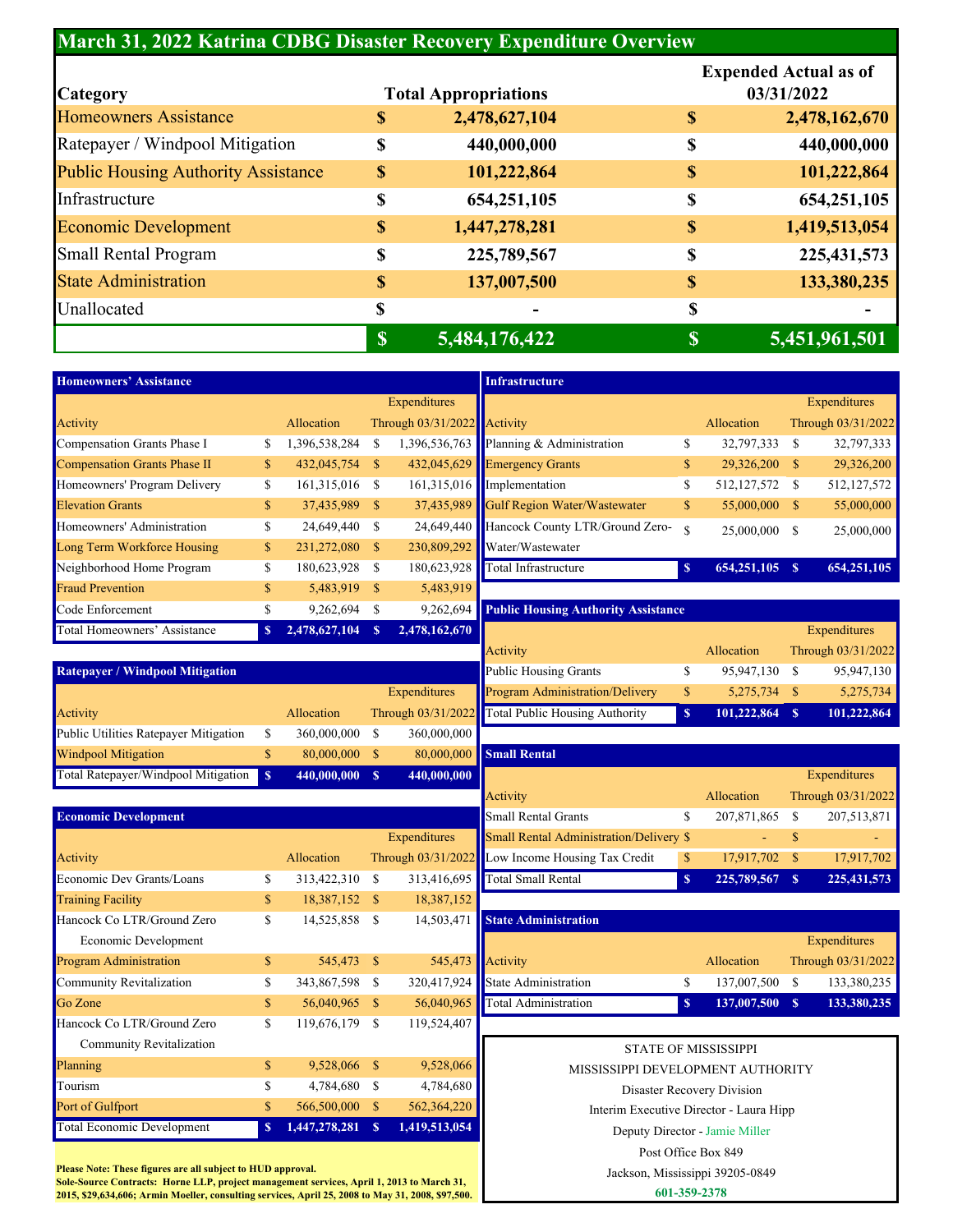# March 31, 2022 Katrina CDBG Disaster Recovery Expenditure Overview

| Category | Total Appropriations | Expended Actual as of 03/31/2022 |
|---|---|---|
| Homeowners Assistance | $ 2,478,627,104 | $ 2,478,162,670 |
| Ratepayer / Windpool Mitigation | $ 440,000,000 | $ 440,000,000 |
| Public Housing Authority Assistance | $ 101,222,864 | $ 101,222,864 |
| Infrastructure | $ 654,251,105 | $ 654,251,105 |
| Economic Development | $ 1,447,278,281 | $ 1,419,513,054 |
| Small Rental Program | $ 225,789,567 | $ 225,431,573 |
| State Administration | $ 137,007,500 | $ 133,380,235 |
| Unallocated | $ - | $ - |
| | **$ 5,484,176,422** | **$ 5,451,961,501** |

## Homeowners' Assistance

| Activity | Allocation | Expenditures Through 03/31/2022 |
|---|---|---|
| Compensation Grants Phase I | $ 1,396,538,284 | $ 1,396,536,763 |
| Compensation Grants Phase II | $ 432,045,754 | $ 432,045,629 |
| Homeowners' Program Delivery | $ 161,315,016 | $ 161,315,016 |
| Elevation Grants | $ 37,435,989 | $ 37,435,989 |
| Homeowners' Administration | $ 24,649,440 | $ 24,649,440 |
| Long Term Workforce Housing | $ 231,272,080 | $ 230,809,292 |
| Neighborhood Home Program | $ 180,623,928 | $ 180,623,928 |
| Fraud Prevention | $ 5,483,919 | $ 5,483,919 |
| Code Enforcement | $ 9,262,694 | $ 9,262,694 |
| **Total Homeowners' Assistance** | **$ 2,478,627,104** | **$ 2,478,162,670** |

## Ratepayer / Windpool Mitigation

| Activity | Allocation | Expenditures Through 03/31/2022 |
|---|---|---|
| Public Utilities Ratepayer Mitigation | $ 360,000,000 | $ 360,000,000 |
| Windpool Mitigation | $ 80,000,000 | $ 80,000,000 |
| **Total Ratepayer/Windpool Mitigation** | **$ 440,000,000** | **$ 440,000,000** |

## Economic Development

| Activity | Allocation | Expenditures Through 03/31/2022 |
|---|---|---|
| Economic Dev Grants/Loans | $ 313,422,310 | $ 313,416,695 |
| Training Facility | $ 18,387,152 | $ 18,387,152 |
| Hancock Co LTR/Ground Zero Economic Development | $ 14,525,858 | $ 14,503,471 |
| Program Administration | $ 545,473 | $ 545,473 |
| Community Revitalization | $ 343,867,598 | $ 320,417,924 |
| Go Zone | $ 56,040,965 | $ 56,040,965 |
| Hancock Co LTR/Ground Zero Community Revitalization | $ 119,676,179 | $ 119,524,407 |
| Planning | $ 9,528,066 | $ 9,528,066 |
| Tourism | $ 4,784,680 | $ 4,784,680 |
| Port of Gulfport | $ 566,500,000 | $ 562,364,220 |
| **Total Economic Development** | **$ 1,447,278,281** | **$ 1,419,513,054** |

**Please Note: These figures are all subject to HUD approval.**
**Sole-Source Contracts: Horne LLP, project management services, April 1, 2013 to March 31, 2015, $29,634,606; Armin Moeller, consulting services, April 25, 2008 to May 31, 2008, $97,500.**

## Infrastructure

| Activity | Allocation | Expenditures Through 03/31/2022 |
|---|---|---|
| Planning & Administration | $ 32,797,333 | $ 32,797,333 |
| Emergency Grants | $ 29,326,200 | $ 29,326,200 |
| Implementation | $ 512,127,572 | $ 512,127,572 |
| Gulf Region Water/Wastewater | $ 55,000,000 | $ 55,000,000 |
| Hancock County LTR/Ground Zero-Water/Wastewater | $ 25,000,000 | $ 25,000,000 |
| **Total Infrastructure** | **$ 654,251,105** | **$ 654,251,105** |

## Public Housing Authority Assistance

| Activity | Allocation | Expenditures Through 03/31/2022 |
|---|---|---|
| Public Housing Grants | $ 95,947,130 | $ 95,947,130 |
| Program Administration/Delivery | $ 5,275,734 | $ 5,275,734 |
| **Total Public Housing Authority** | **$ 101,222,864** | **$ 101,222,864** |

## Small Rental

| Activity | Allocation | Expenditures Through 03/31/2022 |
|---|---|---|
| Small Rental Grants | $ 207,871,865 | $ 207,513,871 |
| Small Rental Administration/Delivery | $ - | $ - |
| Low Income Housing Tax Credit | $ 17,917,702 | $ 17,917,702 |
| **Total Small Rental** | **$ 225,789,567** | **$ 225,431,573** |

## State Administration

| Activity | Allocation | Expenditures Through 03/31/2022 |
|---|---|---|
| State Administration | $ 137,007,500 | $ 133,380,235 |
| **Total Administration** | **$ 137,007,500** | **$ 133,380,235** |

STATE OF MISSISSIPPI
MISSISSIPPI DEVELOPMENT AUTHORITY
Disaster Recovery Division
Interim Executive Director - Laura Hipp
Deputy Director - Jamie Miller
Post Office Box 849
Jackson, Mississippi 39205-0849
**601-359-2378**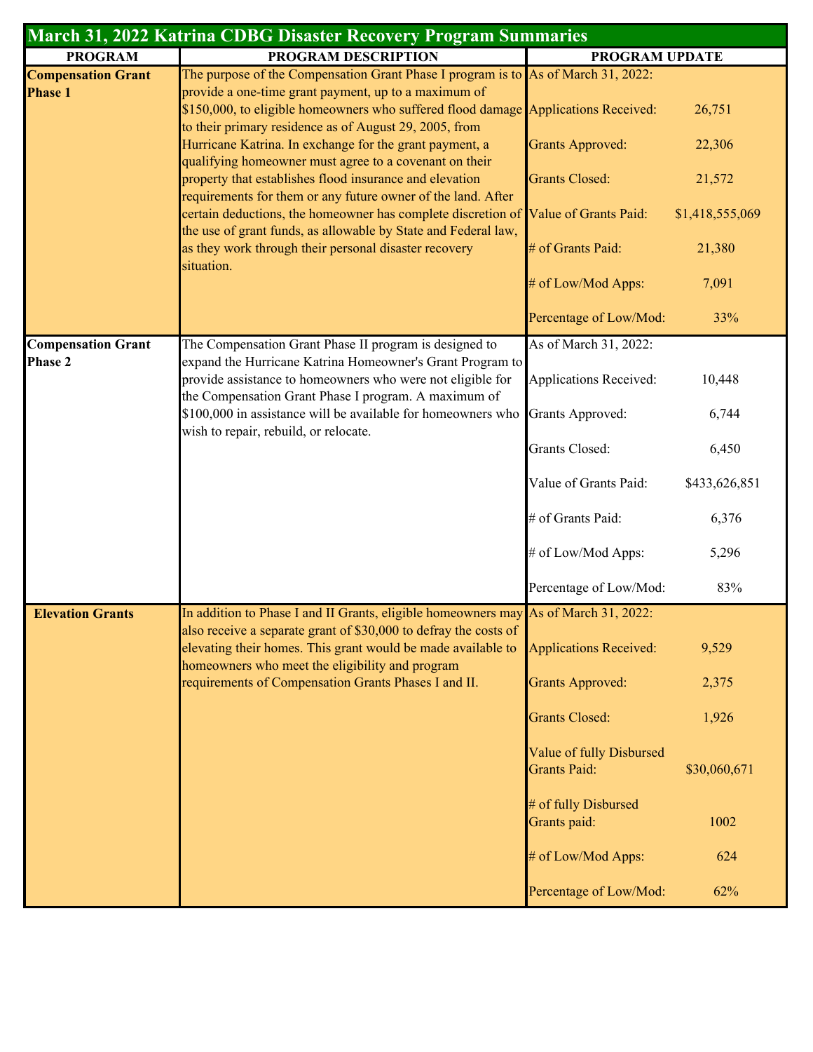# March 31, 2022 Katrina CDBG Disaster Recovery Program Summaries

| PROGRAM | PROGRAM DESCRIPTION | PROGRAM UPDATE |
|---|---|---|
| **Compensation Grant Phase 1** | The purpose of the Compensation Grant Phase I program is to provide a one-time grant payment, up to a maximum of $150,000, to eligible homeowners who suffered flood damage to their primary residence as of August 29, 2005, from Hurricane Katrina. In exchange for the grant payment, a qualifying homeowner must agree to a covenant on their property that establishes flood insurance and elevation requirements for them or any future owner of the land. After certain deductions, the homeowner has complete discretion of the use of grant funds, as allowable by State and Federal law, as they work through their personal disaster recovery situation. | As of March 31, 2022:<br><br>Applications Received: 26,751<br><br>Grants Approved: 22,306<br><br>Grants Closed: 21,572<br><br>Value of Grants Paid: $1,418,555,069<br><br># of Grants Paid: 21,380<br><br># of Low/Mod Apps: 7,091<br><br>Percentage of Low/Mod: 33% |
| **Compensation Grant Phase 2** | The Compensation Grant Phase II program is designed to expand the Hurricane Katrina Homeowner's Grant Program to provide assistance to homeowners who were not eligible for the Compensation Grant Phase I program. A maximum of $100,000 in assistance will be available for homeowners who wish to repair, rebuild, or relocate. | As of March 31, 2022:<br><br>Applications Received: 10,448<br><br>Grants Approved: 6,744<br><br>Grants Closed: 6,450<br><br>Value of Grants Paid: $433,626,851<br><br># of Grants Paid: 6,376<br><br># of Low/Mod Apps: 5,296<br><br>Percentage of Low/Mod: 83% |
| **Elevation Grants** | In addition to Phase I and II Grants, eligible homeowners may also receive a separate grant of $30,000 to defray the costs of elevating their homes. This grant would be made available to homeowners who meet the eligibility and program requirements of Compensation Grants Phases I and II. | As of March 31, 2022:<br><br>Applications Received: 9,529<br><br>Grants Approved: 2,375<br><br>Grants Closed: 1,926<br><br>Value of fully Disbursed Grants Paid: $30,060,671<br><br># of fully Disbursed Grants paid: 1002<br><br># of Low/Mod Apps: 624<br><br>Percentage of Low/Mod: 62% |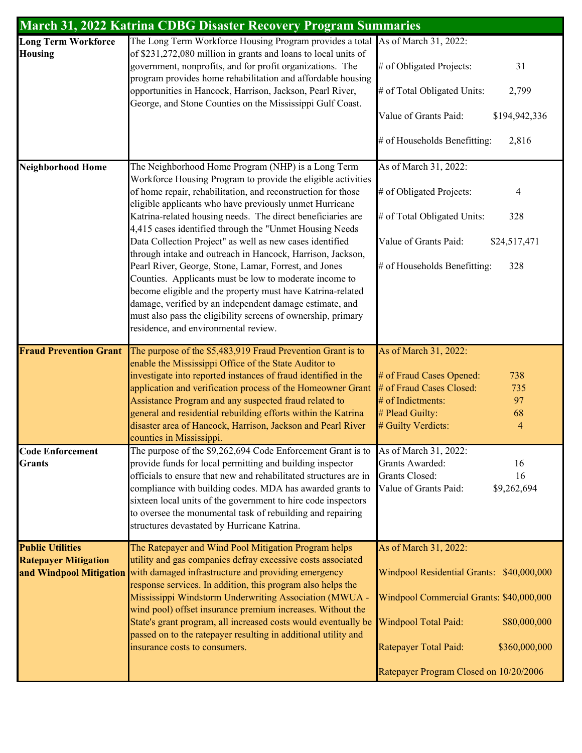## March 31, 2022 Katrina CDBG Disaster Recovery Program Summaries

| Program | Description | Status |
|---|---|---|
| **Long Term Workforce Housing** | The Long Term Workforce Housing Program provides a total of $231,272,080 million in grants and loans to local units of government, nonprofits, and for profit organizations. The program provides home rehabilitation and affordable housing opportunities in Hancock, Harrison, Jackson, Pearl River, George, and Stone Counties on the Mississippi Gulf Coast. | As of March 31, 2022:<br># of Obligated Projects: 31<br># of Total Obligated Units: 2,799<br>Value of Grants Paid: $194,942,336<br># of Households Benefitting: 2,816 |
| **Neighborhood Home** | The Neighborhood Home Program (NHP) is a Long Term Workforce Housing Program to provide the eligible activities of home repair, rehabilitation, and reconstruction for those eligible applicants who have previously unmet Hurricane Katrina-related housing needs. The direct beneficiaries are 4,415 cases identified through the "Unmet Housing Needs Data Collection Project" as well as new cases identified through intake and outreach in Hancock, Harrison, Jackson, Pearl River, George, Stone, Lamar, Forrest, and Jones Counties. Applicants must be low to moderate income to become eligible and the property must have Katrina-related damage, verified by an independent damage estimate, and must also pass the eligibility screens of ownership, primary residence, and environmental review. | As of March 31, 2022:<br># of Obligated Projects: 4<br># of Total Obligated Units: 328<br>Value of Grants Paid: $24,517,471<br># of Households Benefitting: 328 |
| **Fraud Prevention Grant** | The purpose of the $5,483,919 Fraud Prevention Grant is to enable the Mississippi Office of the State Auditor to investigate into reported instances of fraud identified in the application and verification process of the Homeowner Grant Assistance Program and any suspected fraud related to general and residential rebuilding efforts within the Katrina disaster area of Hancock, Harrison, Jackson and Pearl River counties in Mississippi. | As of March 31, 2022:<br># of Fraud Cases Opened: 738<br># of Fraud Cases Closed: 735<br># of Indictments: 97<br># Plead Guilty: 68<br># Guilty Verdicts: 4 |
| **Code Enforcement Grants** | The purpose of the $9,262,694 Code Enforcement Grant is to provide funds for local permitting and building inspector officials to ensure that new and rehabilitated structures are in compliance with building codes. MDA has awarded grants to sixteen local units of the government to hire code inspectors to oversee the monumental task of rebuilding and repairing structures devastated by Hurricane Katrina. | As of March 31, 2022:<br>Grants Awarded: 16<br>Grants Closed: 16<br>Value of Grants Paid: $9,262,694 |
| **Public Utilities Ratepayer Mitigation and Windpool Mitigation** | The Ratepayer and Wind Pool Mitigation Program helps utility and gas companies defray excessive costs associated with damaged infrastructure and providing emergency response services. In addition, this program also helps the Mississippi Windstorm Underwriting Association (MWUA - wind pool) offset insurance premium increases. Without the State's grant program, all increased costs would eventually be passed on to the ratepayer resulting in additional utility and insurance costs to consumers. | As of March 31, 2022:<br>Windpool Residential Grants: $40,000,000<br>Windpool Commercial Grants: $40,000,000<br>Windpool Total Paid: $80,000,000<br>Ratepayer Total Paid: $360,000,000<br>Ratepayer Program Closed on 10/20/2006 |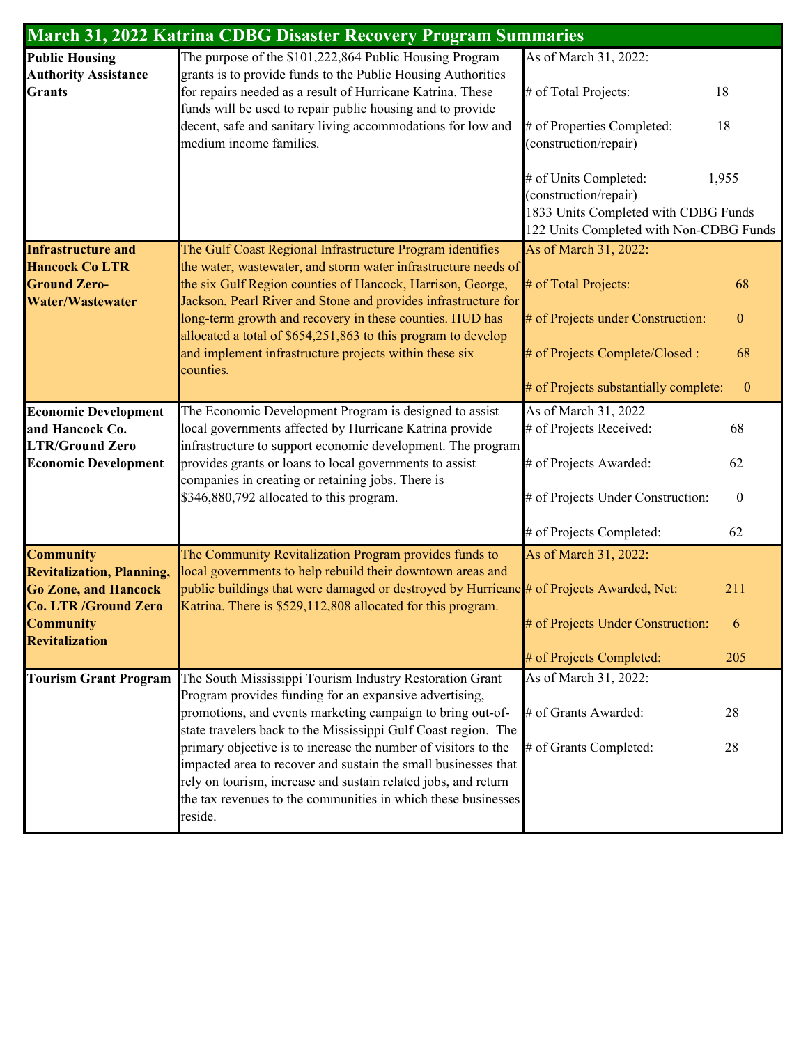# March 31, 2022 Katrina CDBG Disaster Recovery Program Summaries

| Program | Description | Status |
|---|---|---|
| **Public Housing Authority Assistance Grants** | The purpose of the $101,222,864 Public Housing Program grants is to provide funds to the Public Housing Authorities for repairs needed as a result of Hurricane Katrina. These funds will be used to repair public housing and to provide decent, safe and sanitary living accommodations for low and medium income families. | As of March 31, 2022:<br># of Total Projects: 18<br># of Properties Completed: (construction/repair) 18<br># of Units Completed: (construction/repair) 1,955<br>1833 Units Completed with CDBG Funds<br>122 Units Completed with Non-CDBG Funds |
| **Infrastructure and Hancock Co LTR Ground Zero-Water/Wastewater** | The Gulf Coast Regional Infrastructure Program identifies the water, wastewater, and storm water infrastructure needs of the six Gulf Region counties of Hancock, Harrison, George, Jackson, Pearl River and Stone and provides infrastructure for long-term growth and recovery in these counties. HUD has allocated a total of $654,251,863 to this program to develop and implement infrastructure projects within these six counties. | As of March 31, 2022:<br># of Total Projects: 68<br># of Projects under Construction: 0<br># of Projects Complete/Closed : 68<br># of Projects substantially complete: 0 |
| **Economic Development and Hancock Co. LTR/Ground Zero Economic Development** | The Economic Development Program is designed to assist local governments affected by Hurricane Katrina provide infrastructure to support economic development. The program provides grants or loans to local governments to assist companies in creating or retaining jobs. There is $346,880,792 allocated to this program. | As of March 31, 2022<br># of Projects Received: 68<br># of Projects Awarded: 62<br># of Projects Under Construction: 0<br># of Projects Completed: 62 |
| **Community Revitalization, Planning, Go Zone, and Hancock Co. LTR /Ground Zero Community Revitalization** | The Community Revitalization Program provides funds to local governments to help rebuild their downtown areas and public buildings that were damaged or destroyed by Hurricane Katrina. There is $529,112,808 allocated for this program. | As of March 31, 2022:<br># of Projects Awarded, Net: 211<br># of Projects Under Construction: 6<br># of Projects Completed: 205 |
| **Tourism Grant Program** | The South Mississippi Tourism Industry Restoration Grant Program provides funding for an expansive advertising, promotions, and events marketing campaign to bring out-of-state travelers back to the Mississippi Gulf Coast region. The primary objective is to increase the number of visitors to the impacted area to recover and sustain the small businesses that rely on tourism, increase and sustain related jobs, and return the tax revenues to the communities in which these businesses reside. | As of March 31, 2022:<br># of Grants Awarded: 28<br># of Grants Completed: 28 |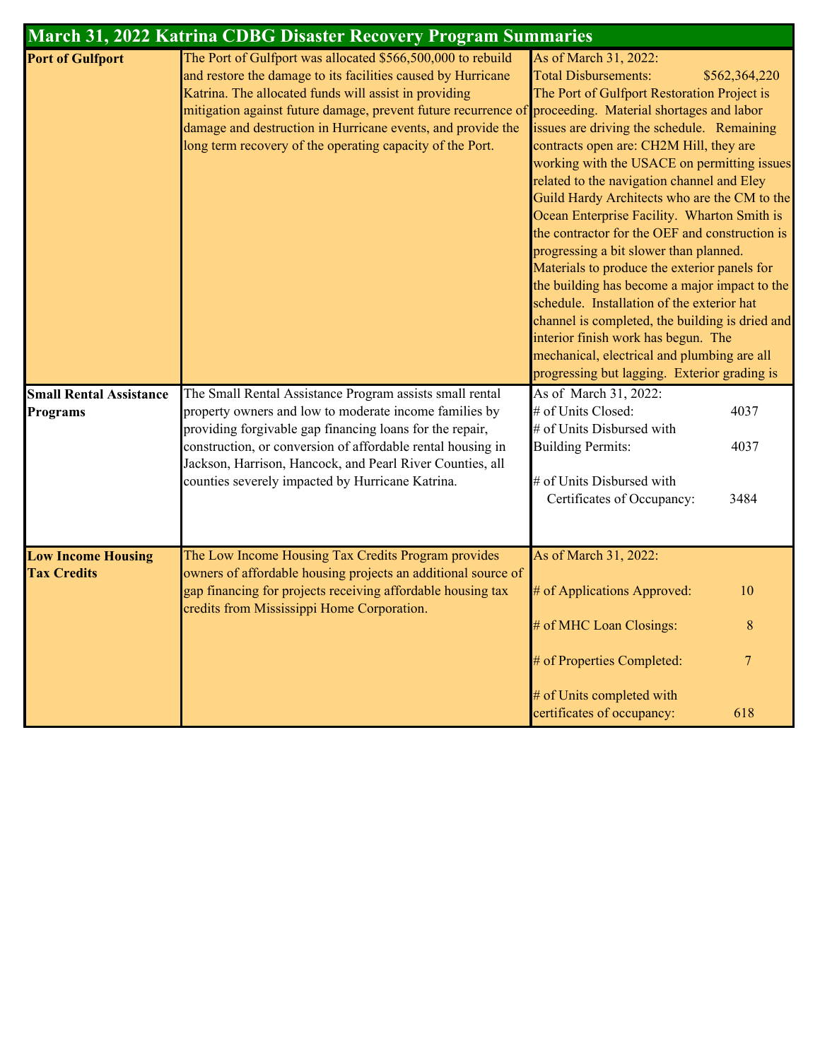| March 31, 2022 Katrina CDBG Disaster Recovery Program Summaries | | |
|---|---|---|
| **Port of Gulfport** | The Port of Gulfport was allocated $566,500,000 to rebuild and restore the damage to its facilities caused by Hurricane Katrina. The allocated funds will assist in providing mitigation against future damage, prevent future recurrence of damage and destruction in Hurricane events, and provide the long term recovery of the operating capacity of the Port. | As of March 31, 2022:<br>Total Disbursements: $562,364,220<br>The Port of Gulfport Restoration Project is proceeding. Material shortages and labor issues are driving the schedule. Remaining contracts open are: CH2M Hill, they are working with the USACE on permitting issues related to the navigation channel and Eley Guild Hardy Architects who are the CM to the Ocean Enterprise Facility. Wharton Smith is the contractor for the OEF and construction is progressing a bit slower than planned. Materials to produce the exterior panels for the building has become a major impact to the schedule. Installation of the exterior hat channel is completed, the building is dried and interior finish work has begun. The mechanical, electrical and plumbing are all progressing but lagging. Exterior grading is |
| **Small Rental Assistance Programs** | The Small Rental Assistance Program assists small rental property owners and low to moderate income families by providing forgivable gap financing loans for the repair, construction, or conversion of affordable rental housing in Jackson, Harrison, Hancock, and Pearl River Counties, all counties severely impacted by Hurricane Katrina. | As of March 31, 2022:<br># of Units Closed: 4037<br># of Units Disbursed with Building Permits: 4037<br># of Units Disbursed with Certificates of Occupancy: 3484 |
| **Low Income Housing Tax Credits** | The Low Income Housing Tax Credits Program provides owners of affordable housing projects an additional source of gap financing for projects receiving affordable housing tax credits from Mississippi Home Corporation. | As of March 31, 2022:<br># of Applications Approved: 10<br># of MHC Loan Closings: 8<br># of Properties Completed: 7<br># of Units completed with certificates of occupancy: 618 |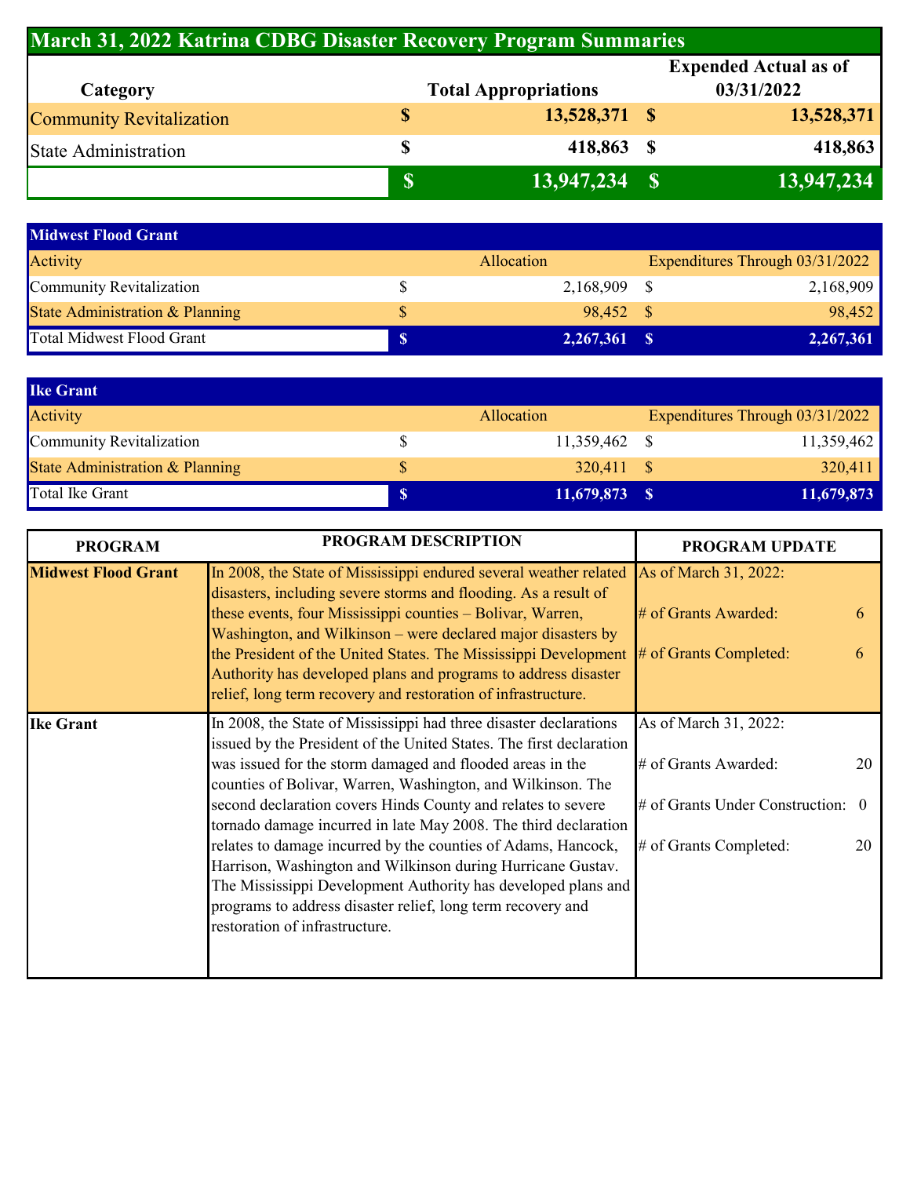## March 31, 2022 Katrina CDBG Disaster Recovery Program Summaries

| Category | Total Appropriations | Expended Actual as of 03/31/2022 |
|---|---|---|
| Community Revitalization | $ 13,528,371 | $ 13,528,371 |
| State Administration | $ 418,863 | $ 418,863 |
| | **$ 13,947,234** | **$ 13,947,234** |

### Midwest Flood Grant

| Activity | Allocation | Expenditures Through 03/31/2022 |
|---|---|---|
| Community Revitalization | $ 2,168,909 | $ 2,168,909 |
| State Administration & Planning | $ 98,452 | $ 98,452 |
| Total Midwest Flood Grant | **$ 2,267,361** | **$ 2,267,361** |

### Ike Grant

| Activity | Allocation | Expenditures Through 03/31/2022 |
|---|---|---|
| Community Revitalization | $ 11,359,462 | $ 11,359,462 |
| State Administration & Planning | $ 320,411 | $ 320,411 |
| Total Ike Grant | **$ 11,679,873** | **$ 11,679,873** |

| PROGRAM | PROGRAM DESCRIPTION | PROGRAM UPDATE |
|---|---|---|
| **Midwest Flood Grant** | In 2008, the State of Mississippi endured several weather related disasters, including severe storms and flooding. As a result of these events, four Mississippi counties – Bolivar, Warren, Washington, and Wilkinson – were declared major disasters by the President of the United States. The Mississippi Development Authority has developed plans and programs to address disaster relief, long term recovery and restoration of infrastructure. | As of March 31, 2022:<br># of Grants Awarded: 6<br># of Grants Completed: 6 |
| **Ike Grant** | In 2008, the State of Mississippi had three disaster declarations issued by the President of the United States. The first declaration was issued for the storm damaged and flooded areas in the counties of Bolivar, Warren, Washington, and Wilkinson. The second declaration covers Hinds County and relates to severe tornado damage incurred in late May 2008. The third declaration relates to damage incurred by the counties of Adams, Hancock, Harrison, Washington and Wilkinson during Hurricane Gustav. The Mississippi Development Authority has developed plans and programs to address disaster relief, long term recovery and restoration of infrastructure. | As of March 31, 2022:<br># of Grants Awarded: 20<br># of Grants Under Construction: 0<br># of Grants Completed: 20 |